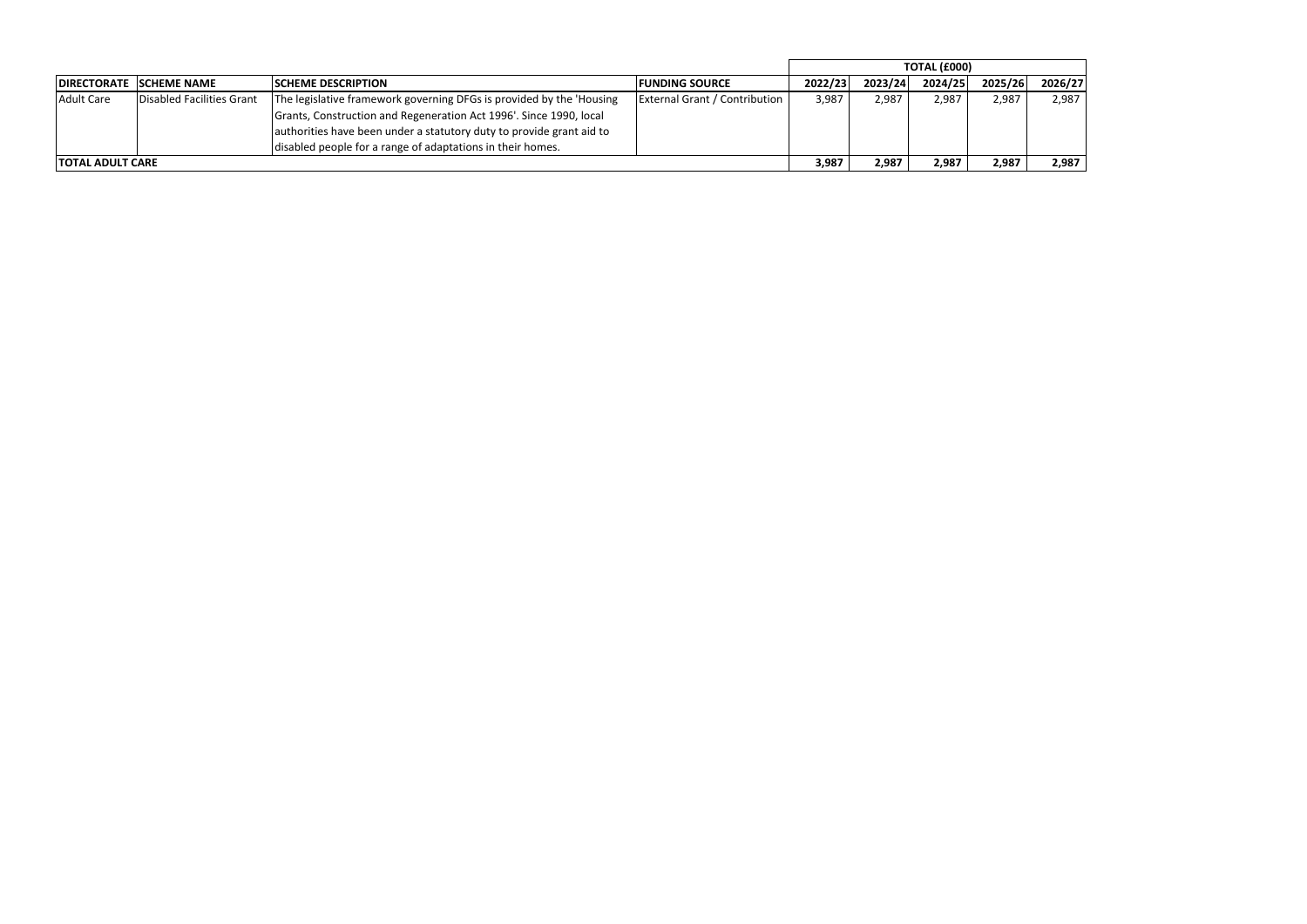| | | | | TOTAL (£000) | | | | |
|---|---|---|---|---|---|---|---|---|
| DIRECTORATE | SCHEME NAME | SCHEME DESCRIPTION | FUNDING SOURCE | 2022/23 | 2023/24 | 2024/25 | 2025/26 | 2026/27 |
| Adult Care | Disabled Facilities Grant | The legislative framework governing DFGs is provided by the 'Housing Grants, Construction and Regeneration Act 1996'. Since 1990, local authorities have been under a statutory duty to provide grant aid to disabled people for a range of adaptations in their homes. | External Grant / Contribution | 3,987 | 2,987 | 2,987 | 2,987 | 2,987 |
| **TOTAL ADULT CARE** | | | | **3,987** | **2,987** | **2,987** | **2,987** | **2,987** |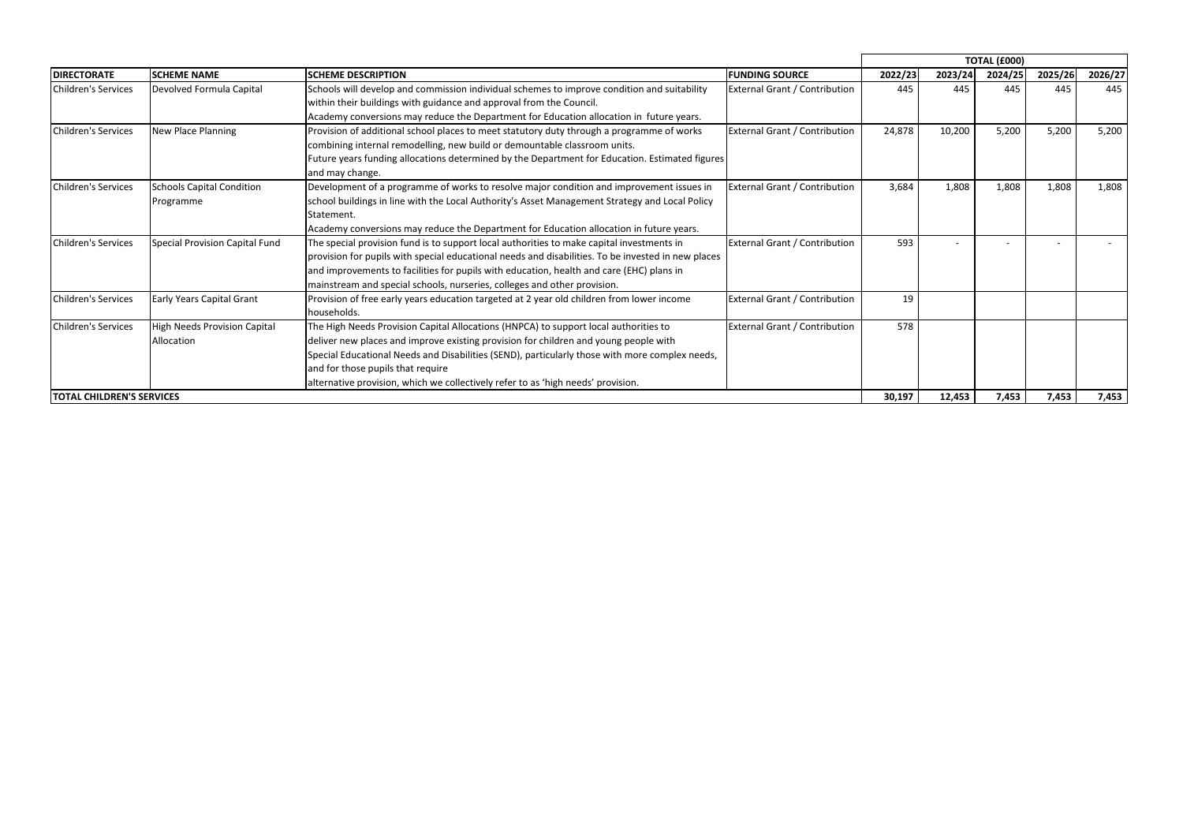| DIRECTORATE | SCHEME NAME | SCHEME DESCRIPTION | FUNDING SOURCE | TOTAL (£000) | | | | |
|---|---|---|---|---|---|---|---|---|
| | | | | 2022/23 | 2023/24 | 2024/25 | 2025/26 | 2026/27 |
| Children's Services | Devolved Formula Capital | Schools will develop and commission individual schemes to improve condition and suitability within their buildings with guidance and approval from the Council. Academy conversions may reduce the Department for Education allocation in future years. | External Grant / Contribution | 445 | 445 | 445 | 445 | 445 |
| Children's Services | New Place Planning | Provision of additional school places to meet statutory duty through a programme of works combining internal remodelling, new build or demountable classroom units. Future years funding allocations determined by the Department for Education. Estimated figures and may change. | External Grant / Contribution | 24,878 | 10,200 | 5,200 | 5,200 | 5,200 |
| Children's Services | Schools Capital Condition Programme | Development of a programme of works to resolve major condition and improvement issues in school buildings in line with the Local Authority's Asset Management Strategy and Local Policy Statement. Academy conversions may reduce the Department for Education allocation in future years. | External Grant / Contribution | 3,684 | 1,808 | 1,808 | 1,808 | 1,808 |
| Children's Services | Special Provision Capital Fund | The special provision fund is to support local authorities to make capital investments in provision for pupils with special educational needs and disabilities. To be invested in new places and improvements to facilities for pupils with education, health and care (EHC) plans in mainstream and special schools, nurseries, colleges and other provision. | External Grant / Contribution | 593 | - | - | - | - |
| Children's Services | Early Years Capital Grant | Provision of free early years education targeted at 2 year old children from lower income households. | External Grant / Contribution | 19 | | | | |
| Children's Services | High Needs Provision Capital Allocation | The High Needs Provision Capital Allocations (HNPCA) to support local authorities to deliver new places and improve existing provision for children and young people with Special Educational Needs and Disabilities (SEND), particularly those with more complex needs, and for those pupils that require alternative provision, which we collectively refer to as 'high needs' provision. | External Grant / Contribution | 578 | | | | |
| **TOTAL CHILDREN'S SERVICES** | | | | **30,197** | **12,453** | **7,453** | **7,453** | **7,453** |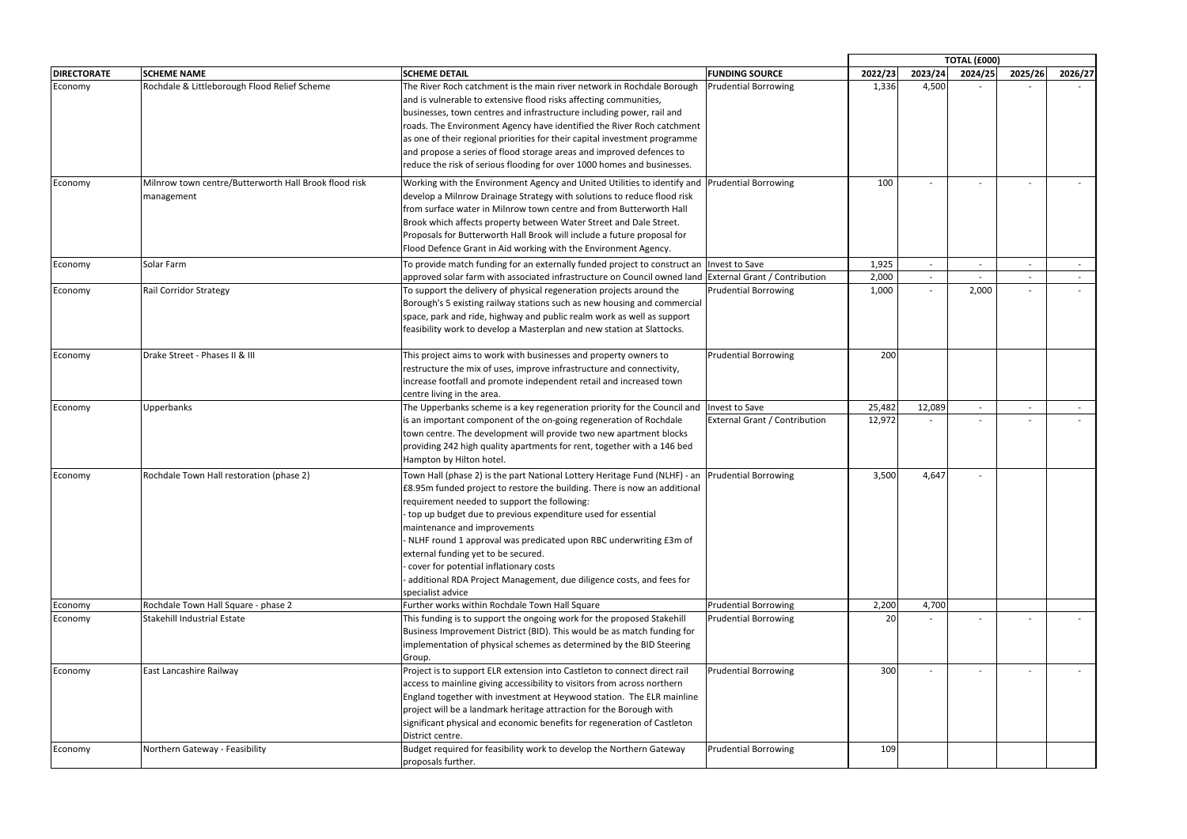| DIRECTORATE | SCHEME NAME | SCHEME DETAIL | FUNDING SOURCE | TOTAL (£000) | | | | |
|---|---|---|---|---|---|---|---|---|
| | | | | 2022/23 | 2023/24 | 2024/25 | 2025/26 | 2026/27 |
| Economy | Rochdale & Littleborough Flood Relief Scheme | The River Roch catchment is the main river network in Rochdale Borough and is vulnerable to extensive flood risks affecting communities, businesses, town centres and infrastructure including power, rail and roads. The Environment Agency have identified the River Roch catchment as one of their regional priorities for their capital investment programme and propose a series of flood storage areas and improved defences to reduce the risk of serious flooding for over 1000 homes and businesses. | Prudential Borrowing | 1,336 | 4,500 | - | - | - |
| Economy | Milnrow town centre/Butterworth Hall Brook flood risk management | Working with the Environment Agency and United Utilities to identify and develop a Milnrow Drainage Strategy with solutions to reduce flood risk from surface water in Milnrow town centre and from Butterworth Hall Brook which affects property between Water Street and Dale Street. Proposals for Butterworth Hall Brook will include a future proposal for Flood Defence Grant in Aid working with the Environment Agency. | Prudential Borrowing | 100 | - | - | - | - |
| Economy | Solar Farm | To provide match funding for an externally funded project to construct an approved solar farm with associated infrastructure on Council owned land | Invest to Save | 1,925 | - | - | - | - |
| | | | External Grant / Contribution | 2,000 | - | - | - | - |
| Economy | Rail Corridor Strategy | To support the delivery of physical regeneration projects around the Borough's 5 existing railway stations such as new housing and commercial space, park and ride, highway and public realm work as well as support feasibility work to develop a Masterplan and new station at Slattocks. | Prudential Borrowing | 1,000 | - | 2,000 | - | - |
| Economy | Drake Street - Phases II & III | This project aims to work with businesses and property owners to restructure the mix of uses, improve infrastructure and connectivity, increase footfall and promote independent retail and increased town centre living in the area. | Prudential Borrowing | 200 | | | | |
| Economy | Upperbanks | The Upperbanks scheme is a key regeneration priority for the Council and is an important component of the on-going regeneration of Rochdale town centre. The development will provide two new apartment blocks providing 242 high quality apartments for rent, together with a 146 bed Hampton by Hilton hotel. | Invest to Save | 25,482 | 12,089 | - | - | - |
| | | | External Grant / Contribution | 12,972 | - | - | - | - |
| Economy | Rochdale Town Hall restoration (phase 2) | Town Hall (phase 2) is the part National Lottery Heritage Fund (NLHF) - an £8.95m funded project to restore the building. There is now an additional requirement needed to support the following:<br>- top up budget due to previous expenditure used for essential maintenance and improvements<br>- NLHF round 1 approval was predicated upon RBC underwriting £3m of external funding yet to be secured.<br>- cover for potential inflationary costs<br>- additional RDA Project Management, due diligence costs, and fees for specialist advice | Prudential Borrowing | 3,500 | 4,647 | - | | |
| Economy | Rochdale Town Hall Square - phase 2 | Further works within Rochdale Town Hall Square | Prudential Borrowing | 2,200 | 4,700 | | | |
| Economy | Stakehill Industrial Estate | This funding is to support the ongoing work for the proposed Stakehill Business Improvement District (BID). This would be as match funding for implementation of physical schemes as determined by the BID Steering Group. | Prudential Borrowing | 20 | - | - | - | - |
| Economy | East Lancashire Railway | Project is to support ELR extension into Castleton to connect direct rail access to mainline giving accessibility to visitors from across northern England together with investment at Heywood station. The ELR mainline project will be a landmark heritage attraction for the Borough with significant physical and economic benefits for regeneration of Castleton District centre. | Prudential Borrowing | 300 | - | - | - | - |
| Economy | Northern Gateway - Feasibility | Budget required for feasibility work to develop the Northern Gateway proposals further. | Prudential Borrowing | 109 | | | | |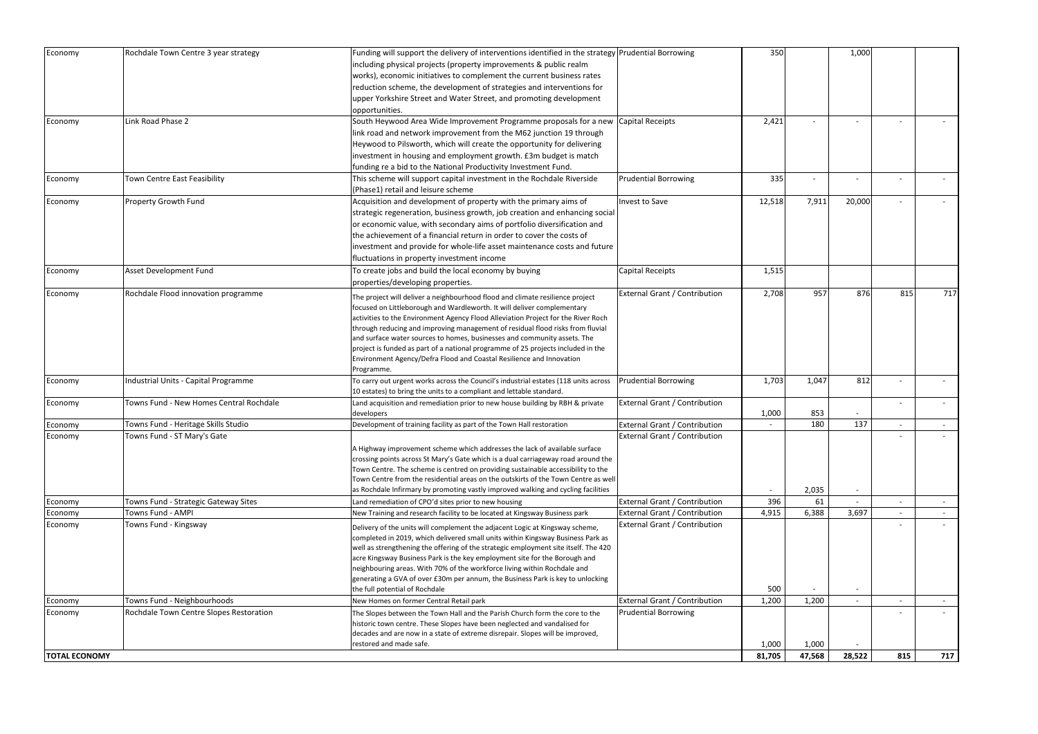| Economy | Rochdale Town Centre 3 year strategy | Funding will support the delivery of interventions identified in the strategy including physical projects (property improvements & public realm works), economic initiatives to complement the current business rates reduction scheme, the development of strategies and interventions for upper Yorkshire Street and Water Street, and promoting development opportunities. | Prudential Borrowing | 350 | | 1,000 | | |
|---|---|---|---|---|---|---|---|---|
| Economy | Link Road Phase 2 | South Heywood Area Wide Improvement Programme proposals for a new link road and network improvement from the M62 junction 19 through Heywood to Pilsworth, which will create the opportunity for delivering investment in housing and employment growth. £3m budget is match funding re a bid to the National Productivity Investment Fund. | Capital Receipts | 2,421 | - | - | - | - |
| Economy | Town Centre East Feasibility | This scheme will support capital investment in the Rochdale Riverside (Phase1) retail and leisure scheme | Prudential Borrowing | 335 | - | - | - | - |
| Economy | Property Growth Fund | Acquisition and development of property with the primary aims of strategic regeneration, business growth, job creation and enhancing social or economic value, with secondary aims of portfolio diversification and the achievement of a financial return in order to cover the costs of investment and provide for whole-life asset maintenance costs and future fluctuations in property investment income | Invest to Save | 12,518 | 7,911 | 20,000 | - | - |
| Economy | Asset Development Fund | To create jobs and build the local economy by buying properties/developing properties. | Capital Receipts | 1,515 | | | | |
| Economy | Rochdale Flood innovation programme | The project will deliver a neighbourhood flood and climate resilience project focused on Littleborough and Wardleworth. It will deliver complementary activities to the Environment Agency Flood Alleviation Project for the River Roch through reducing and improving management of residual flood risks from fluvial and surface water sources to homes, businesses and community assets. The project is funded as part of a national programme of 25 projects included in the Environment Agency/Defra Flood and Coastal Resilience and Innovation Programme. | External Grant / Contribution | 2,708 | 957 | 876 | 815 | 717 |
| Economy | Industrial Units - Capital Programme | To carry out urgent works across the Council's industrial estates (118 units across 10 estates) to bring the units to a compliant and lettable standard. | Prudential Borrowing | 1,703 | 1,047 | 812 | - | - |
| Economy | Towns Fund - New Homes Central Rochdale | Land acquisition and remediation prior to new house building by RBH & private developers | External Grant / Contribution | 1,000 | 853 | - | - | - |
| Economy | Towns Fund - Heritage Skills Studio | Development of training facility as part of the Town Hall restoration | External Grant / Contribution | - | 180 | 137 | - | - |
| Economy | Towns Fund - ST Mary's Gate | A Highway improvement scheme which addresses the lack of available surface crossing points across St Mary's Gate which is a dual carriageway road around the Town Centre. The scheme is centred on providing sustainable accessibility to the Town Centre from the residential areas on the outskirts of the Town Centre as well as Rochdale Infirmary by promoting vastly improved walking and cycling facilities | External Grant / Contribution | - | 2,035 | - | - | - |
| Economy | Towns Fund - Strategic Gateway Sites | Land remediation of CPO'd sites prior to new housing | External Grant / Contribution | 396 | 61 | - | - | - |
| Economy | Towns Fund - AMPI | New Training and research facility to be located at Kingsway Business park | External Grant / Contribution | 4,915 | 6,388 | 3,697 | - | - |
| Economy | Towns Fund - Kingsway | Delivery of the units will complement the adjacent Logic at Kingsway scheme, completed in 2019, which delivered small units within Kingsway Business Park as well as strengthening the offering of the strategic employment site itself. The 420 acre Kingsway Business Park is the key employment site for the Borough and neighbouring areas. With 70% of the workforce living within Rochdale and generating a GVA of over £30m per annum, the Business Park is key to unlocking the full potential of Rochdale | External Grant / Contribution | 500 | - | - | - | - |
| Economy | Towns Fund - Neighbourhoods | New Homes on former Central Retail park | External Grant / Contribution | 1,200 | 1,200 | - | - | - |
| Economy | Rochdale Town Centre Slopes Restoration | The Slopes between the Town Hall and the Parish Church form the core to the historic town centre. These Slopes have been neglected and vandalised for decades and are now in a state of extreme disrepair. Slopes will be improved, restored and made safe. | Prudential Borrowing | 1,000 | 1,000 | - | - | - |
| **TOTAL ECONOMY** | | | | **81,705** | **47,568** | **28,522** | **815** | **717** |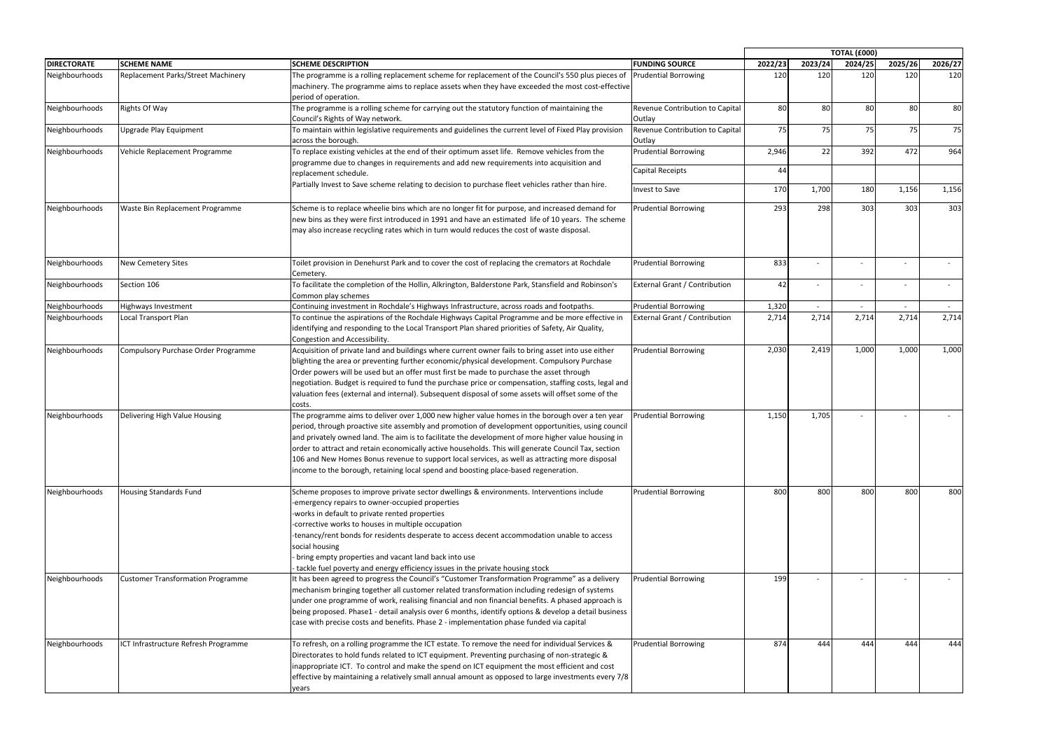| DIRECTORATE | SCHEME NAME | SCHEME DESCRIPTION | FUNDING SOURCE | TOTAL (£000) | | | | |
|---|---|---|---|---|---|---|---|---|
| | | | | 2022/23 | 2023/24 | 2024/25 | 2025/26 | 2026/27 |
| Neighbourhoods | Replacement Parks/Street Machinery | The programme is a rolling replacement scheme for replacement of the Council's 550 plus pieces of machinery. The programme aims to replace assets when they have exceeded the most cost-effective period of operation. | Prudential Borrowing | 120 | 120 | 120 | 120 | 120 |
| Neighbourhoods | Rights Of Way | The programme is a rolling scheme for carrying out the statutory function of maintaining the Council's Rights of Way network. | Revenue Contribution to Capital Outlay | 80 | 80 | 80 | 80 | 80 |
| Neighbourhoods | Upgrade Play Equipment | To maintain within legislative requirements and guidelines the current level of Fixed Play provision across the borough. | Revenue Contribution to Capital Outlay | 75 | 75 | 75 | 75 | 75 |
| Neighbourhoods | Vehicle Replacement Programme | To replace existing vehicles at the end of their optimum asset life. Remove vehicles from the programme due to changes in requirements and add new requirements into acquisition and replacement schedule. Partially Invest to Save scheme relating to decision to purchase fleet vehicles rather than hire. | Prudential Borrowing | 2,946 | 22 | 392 | 472 | 964 |
| | | | Capital Receipts | 44 | | | | |
| | | | Invest to Save | 170 | 1,700 | 180 | 1,156 | 1,156 |
| Neighbourhoods | Waste Bin Replacement Programme | Scheme is to replace wheelie bins which are no longer fit for purpose, and increased demand for new bins as they were first introduced in 1991 and have an estimated life of 10 years. The scheme may also increase recycling rates which in turn would reduces the cost of waste disposal. | Prudential Borrowing | 293 | 298 | 303 | 303 | 303 |
| Neighbourhoods | New Cemetery Sites | Toilet provision in Denehurst Park and to cover the cost of replacing the cremators at Rochdale Cemetery. | Prudential Borrowing | 833 | - | - | - | - |
| Neighbourhoods | Section 106 | To facilitate the completion of the Hollin, Alkrington, Balderstone Park, Stansfield and Robinson's Common play schemes | External Grant / Contribution | 42 | - | - | - | - |
| Neighbourhoods | Highways Investment | Continuing investment in Rochdale's Highways Infrastructure, across roads and footpaths. | Prudential Borrowing | 1,320 | - | - | - | - |
| Neighbourhoods | Local Transport Plan | To continue the aspirations of the Rochdale Highways Capital Programme and be more effective in identifying and responding to the Local Transport Plan shared priorities of Safety, Air Quality, Congestion and Accessibility. | External Grant / Contribution | 2,714 | 2,714 | 2,714 | 2,714 | 2,714 |
| Neighbourhoods | Compulsory Purchase Order Programme | Acquisition of private land and buildings where current owner fails to bring asset into use either blighting the area or preventing further economic/physical development. Compulsory Purchase Order powers will be used but an offer must first be made to purchase the asset through negotiation. Budget is required to fund the purchase price or compensation, staffing costs, legal and valuation fees (external and internal). Subsequent disposal of some assets will offset some of the costs. | Prudential Borrowing | 2,030 | 2,419 | 1,000 | 1,000 | 1,000 |
| Neighbourhoods | Delivering High Value Housing | The programme aims to deliver over 1,000 new higher value homes in the borough over a ten year period, through proactive site assembly and promotion of development opportunities, using council and privately owned land. The aim is to facilitate the development of more higher value housing in order to attract and retain economically active households. This will generate Council Tax, section 106 and New Homes Bonus revenue to support local services, as well as attracting more disposal income to the borough, retaining local spend and boosting place-based regeneration. | Prudential Borrowing | 1,150 | 1,705 | - | - | - |
| Neighbourhoods | Housing Standards Fund | Scheme proposes to improve private sector dwellings & environments. Interventions include -emergency repairs to owner-occupied properties -works in default to private rented properties -corrective works to houses in multiple occupation -tenancy/rent bonds for residents desperate to access decent accommodation unable to access social housing - bring empty properties and vacant land back into use - tackle fuel poverty and energy efficiency issues in the private housing stock | Prudential Borrowing | 800 | 800 | 800 | 800 | 800 |
| Neighbourhoods | Customer Transformation Programme | It has been agreed to progress the Council's "Customer Transformation Programme" as a delivery mechanism bringing together all customer related transformation including redesign of systems under one programme of work, realising financial and non financial benefits. A phased approach is being proposed. Phase1 - detail analysis over 6 months, identify options & develop a detail business case with precise costs and benefits. Phase 2 - implementation phase funded via capital | Prudential Borrowing | 199 | - | - | - | - |
| Neighbourhoods | ICT Infrastructure Refresh Programme | To refresh, on a rolling programme the ICT estate. To remove the need for individual Services & Directorates to hold funds related to ICT equipment. Preventing purchasing of non-strategic & inappropriate ICT. To control and make the spend on ICT equipment the most efficient and cost effective by maintaining a relatively small annual amount as opposed to large investments every 7/8 years | Prudential Borrowing | 874 | 444 | 444 | 444 | 444 |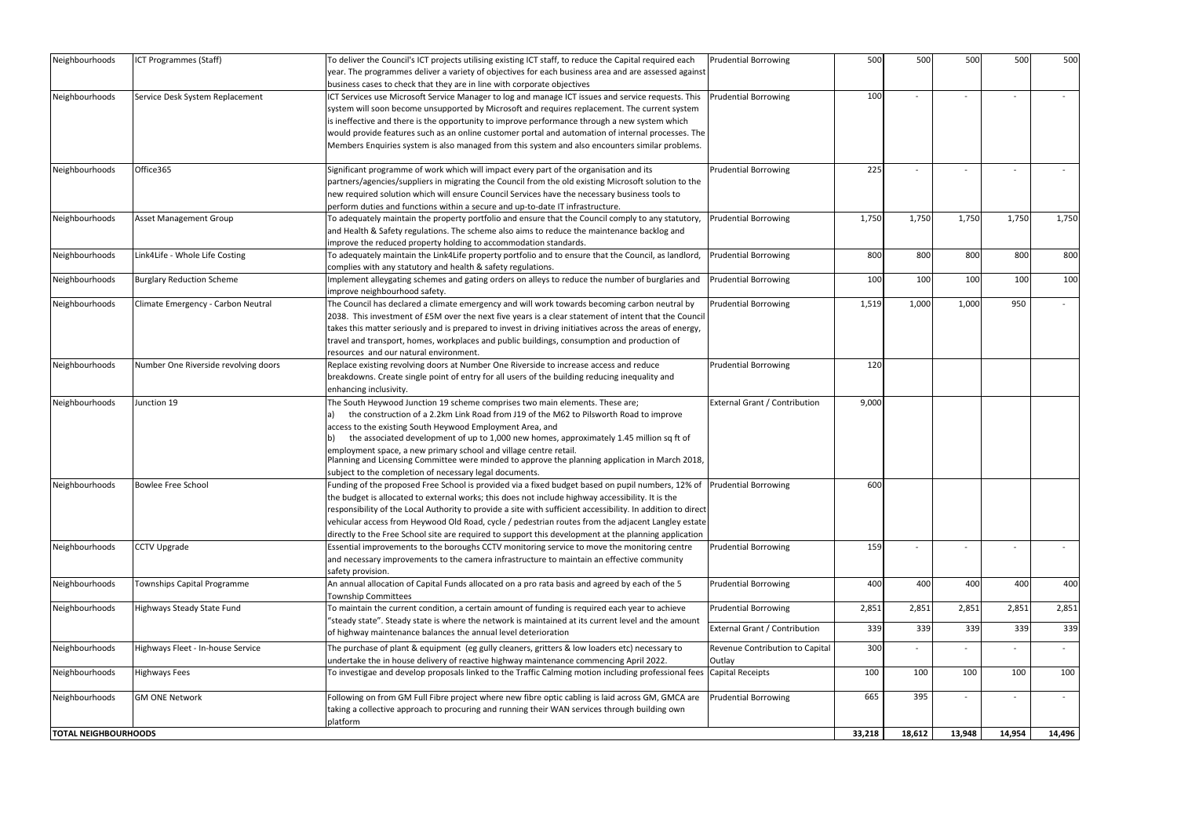| Neighbourhoods | ICT Programmes (Staff) | To deliver the Council's ICT projects utilising existing ICT staff, to reduce the Capital required each year. The programmes deliver a variety of objectives for each business area and are assessed against business cases to check that they are in line with corporate objectives | Prudential Borrowing | 500 | 500 | 500 | 500 | 500 |
|---|---|---|---|---|---|---|---|---|
| Neighbourhoods | Service Desk System Replacement | ICT Services use Microsoft Service Manager to log and manage ICT issues and service requests. This system will soon become unsupported by Microsoft and requires replacement. The current system is ineffective and there is the opportunity to improve performance through a new system which would provide features such as an online customer portal and automation of internal processes. The Members Enquiries system is also managed from this system and also encounters similar problems. | Prudential Borrowing | 100 | - | - | - | - |
| Neighbourhoods | Office365 | Significant programme of work which will impact every part of the organisation and its partners/agencies/suppliers in migrating the Council from the old existing Microsoft solution to the new required solution which will ensure Council Services have the necessary business tools to perform duties and functions within a secure and up-to-date IT infrastructure. | Prudential Borrowing | 225 | - | - | - | - |
| Neighbourhoods | Asset Management Group | To adequately maintain the property portfolio and ensure that the Council comply to any statutory, and Health & Safety regulations. The scheme also aims to reduce the maintenance backlog and improve the reduced property holding to accommodation standards. | Prudential Borrowing | 1,750 | 1,750 | 1,750 | 1,750 | 1,750 |
| Neighbourhoods | Link4Life - Whole Life Costing | To adequately maintain the Link4Life property portfolio and to ensure that the Council, as landlord, complies with any statutory and health & safety regulations. | Prudential Borrowing | 800 | 800 | 800 | 800 | 800 |
| Neighbourhoods | Burglary Reduction Scheme | Implement alleygating schemes and gating orders on alleys to reduce the number of burglaries and improve neighbourhood safety. | Prudential Borrowing | 100 | 100 | 100 | 100 | 100 |
| Neighbourhoods | Climate Emergency - Carbon Neutral | The Council has declared a climate emergency and will work towards becoming carbon neutral by 2038. This investment of £5M over the next five years is a clear statement of intent that the Council takes this matter seriously and is prepared to invest in driving initiatives across the areas of energy, travel and transport, homes, workplaces and public buildings, consumption and production of resources and our natural environment. | Prudential Borrowing | 1,519 | 1,000 | 1,000 | 950 | - |
| Neighbourhoods | Number One Riverside revolving doors | Replace existing revolving doors at Number One Riverside to increase access and reduce breakdowns. Create single point of entry for all users of the building reducing inequality and enhancing inclusivity. | Prudential Borrowing | 120 | | | | |
| Neighbourhoods | Junction 19 | The South Heywood Junction 19 scheme comprises two main elements. These are; a) the construction of a 2.2km Link Road from J19 of the M62 to Pilsworth Road to improve access to the existing South Heywood Employment Area, and b) the associated development of up to 1,000 new homes, approximately 1.45 million sq ft of employment space, a new primary school and village centre retail. Planning and Licensing Committee were minded to approve the planning application in March 2018, subject to the completion of necessary legal documents. | External Grant / Contribution | 9,000 | | | | |
| Neighbourhoods | Bowlee Free School | Funding of the proposed Free School is provided via a fixed budget based on pupil numbers, 12% of the budget is allocated to external works; this does not include highway accessibility. It is the responsibility of the Local Authority to provide a site with sufficient accessibility. In addition to direct vehicular access from Heywood Old Road, cycle / pedestrian routes from the adjacent Langley estate directly to the Free School site are required to support this development at the planning application | Prudential Borrowing | 600 | | | | |
| Neighbourhoods | CCTV Upgrade | Essential improvements to the boroughs CCTV monitoring service to move the monitoring centre and necessary improvements to the camera infrastructure to maintain an effective community safety provision. | Prudential Borrowing | 159 | - | - | - | - |
| Neighbourhoods | Townships Capital Programme | An annual allocation of Capital Funds allocated on a pro rata basis and agreed by each of the 5 Township Committees | Prudential Borrowing | 400 | 400 | 400 | 400 | 400 |
| Neighbourhoods | Highways Steady State Fund | To maintain the current condition, a certain amount of funding is required each year to achieve "steady state". Steady state is where the network is maintained at its current level and the amount of highway maintenance balances the annual level deterioration | Prudential Borrowing | 2,851 | 2,851 | 2,851 | 2,851 | 2,851 |
| | | | External Grant / Contribution | 339 | 339 | 339 | 339 | 339 |
| Neighbourhoods | Highways Fleet - In-house Service | The purchase of plant & equipment (eg gully cleaners, gritters & low loaders etc) necessary to undertake the in house delivery of reactive highway maintenance commencing April 2022. | Revenue Contribution to Capital Outlay | 300 | - | - | - | - |
| Neighbourhoods | Highways Fees | To investigae and develop proposals linked to the Traffic Calming motion including professional fees | Capital Receipts | 100 | 100 | 100 | 100 | 100 |
| Neighbourhoods | GM ONE Network | Following on from GM Full Fibre project where new fibre optic cabling is laid across GM, GMCA are taking a collective approach to procuring and running their WAN services through building own platform | Prudential Borrowing | 665 | 395 | - | - | - |
| **TOTAL NEIGHBOURHOODS** | | | | **33,218** | **18,612** | **13,948** | **14,954** | **14,496** |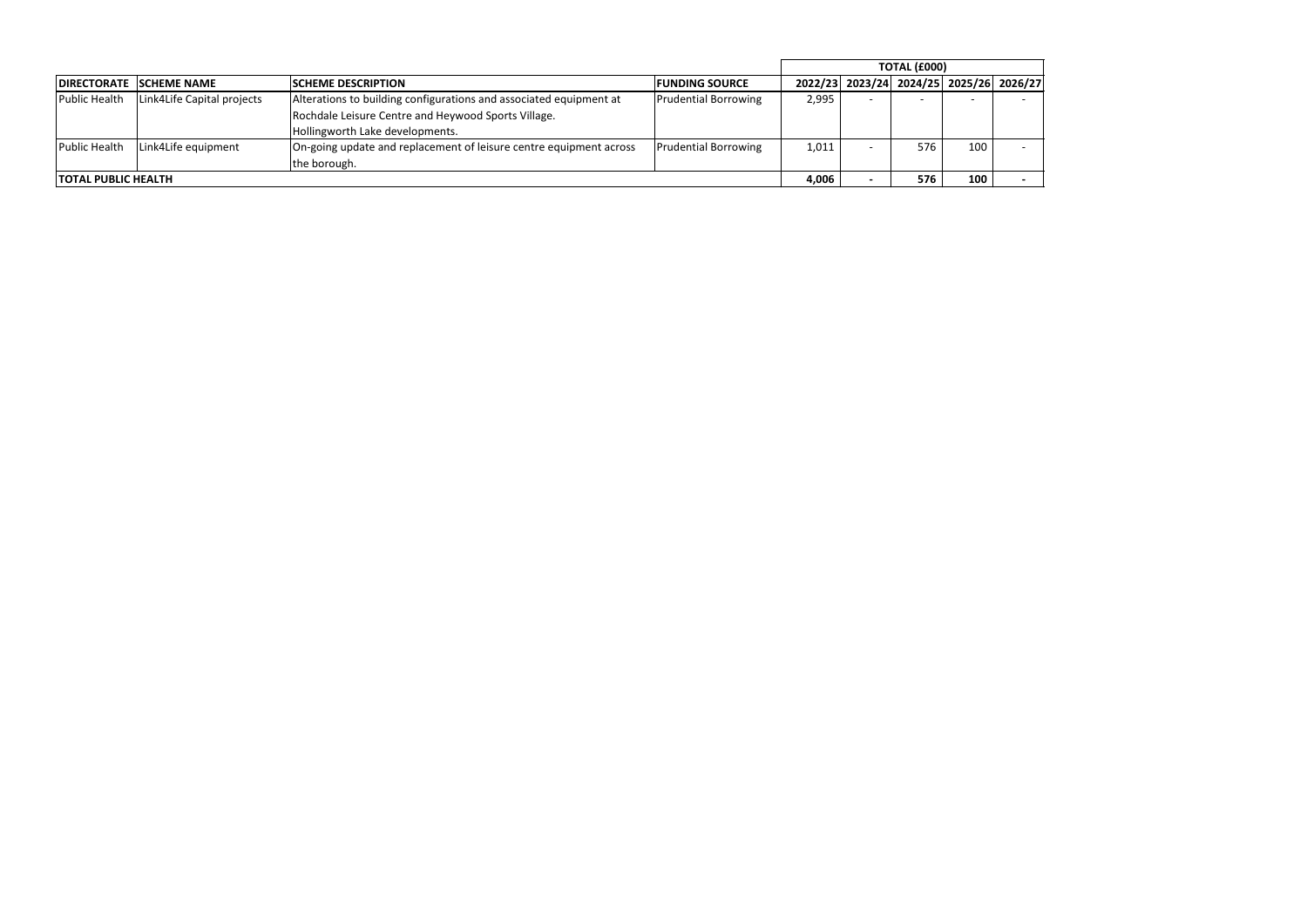| DIRECTORATE | SCHEME NAME | SCHEME DESCRIPTION | FUNDING SOURCE | TOTAL (£000) | | | | |
|---|---|---|---|---|---|---|---|---|
| | | | | 2022/23 | 2023/24 | 2024/25 | 2025/26 | 2026/27 |
| Public Health | Link4Life Capital projects | Alterations to building configurations and associated equipment at Rochdale Leisure Centre and Heywood Sports Village. Hollingworth Lake developments. | Prudential Borrowing | 2,995 | - | - | - | - |
| Public Health | Link4Life equipment | On-going update and replacement of leisure centre equipment across the borough. | Prudential Borrowing | 1,011 | - | 576 | 100 | - |
| **TOTAL PUBLIC HEALTH** | | | | **4,006** | **-** | **576** | **100** | **-** |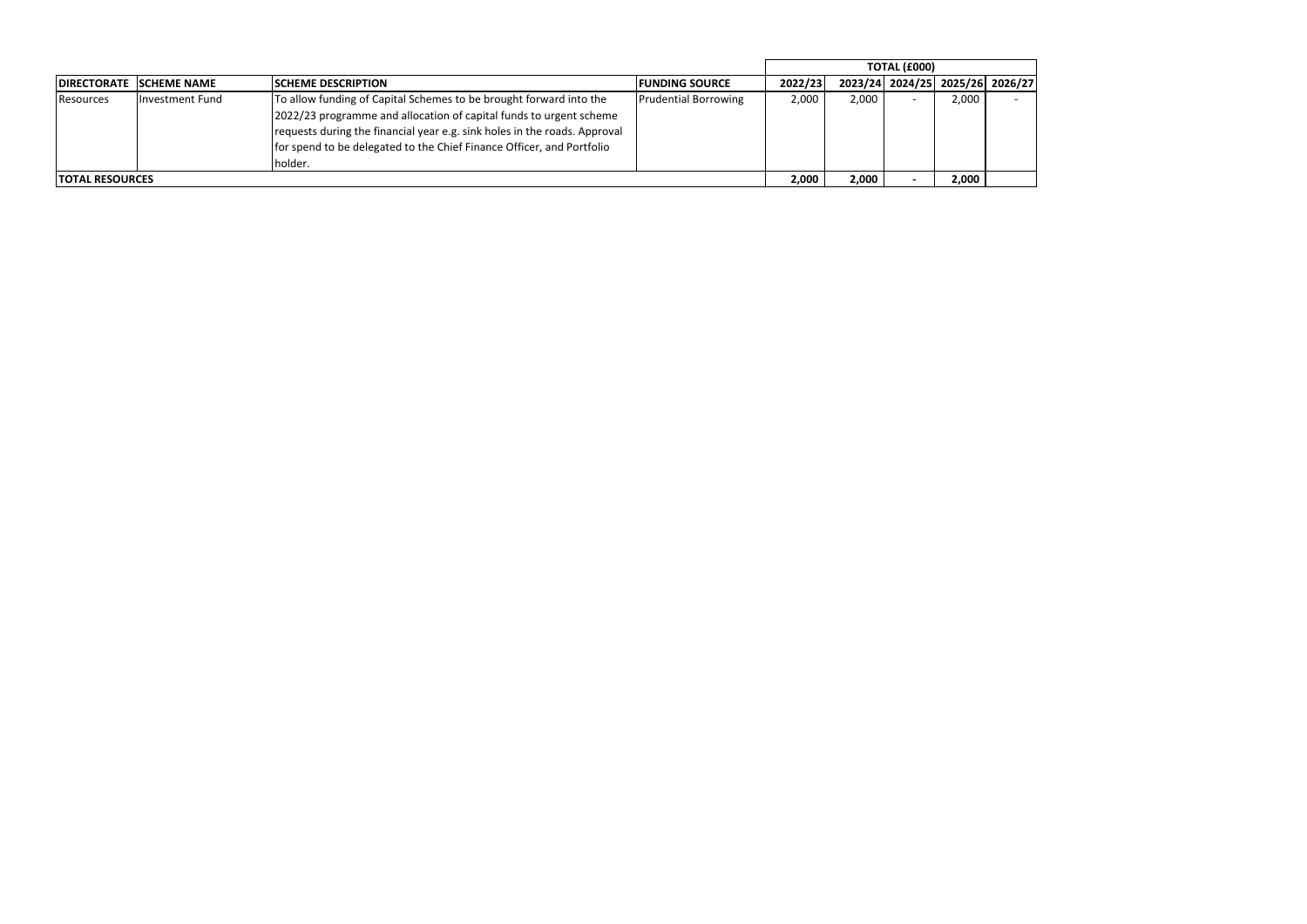| | | | | TOTAL (£000) | | | | |
|---|---|---|---|---|---|---|---|---|
| **DIRECTORATE** | **SCHEME NAME** | **SCHEME DESCRIPTION** | **FUNDING SOURCE** | **2022/23** | **2023/24** | **2024/25** | **2025/26** | **2026/27** |
| Resources | Investment Fund | To allow funding of Capital Schemes to be brought forward into the 2022/23 programme and allocation of capital funds to urgent scheme requests during the financial year e.g. sink holes in the roads. Approval for spend to be delegated to the Chief Finance Officer, and Portfolio holder. | Prudential Borrowing | 2,000 | 2,000 | - | 2,000 | - |
| **TOTAL RESOURCES** | | | | **2,000** | **2,000** | **-** | **2,000** | |